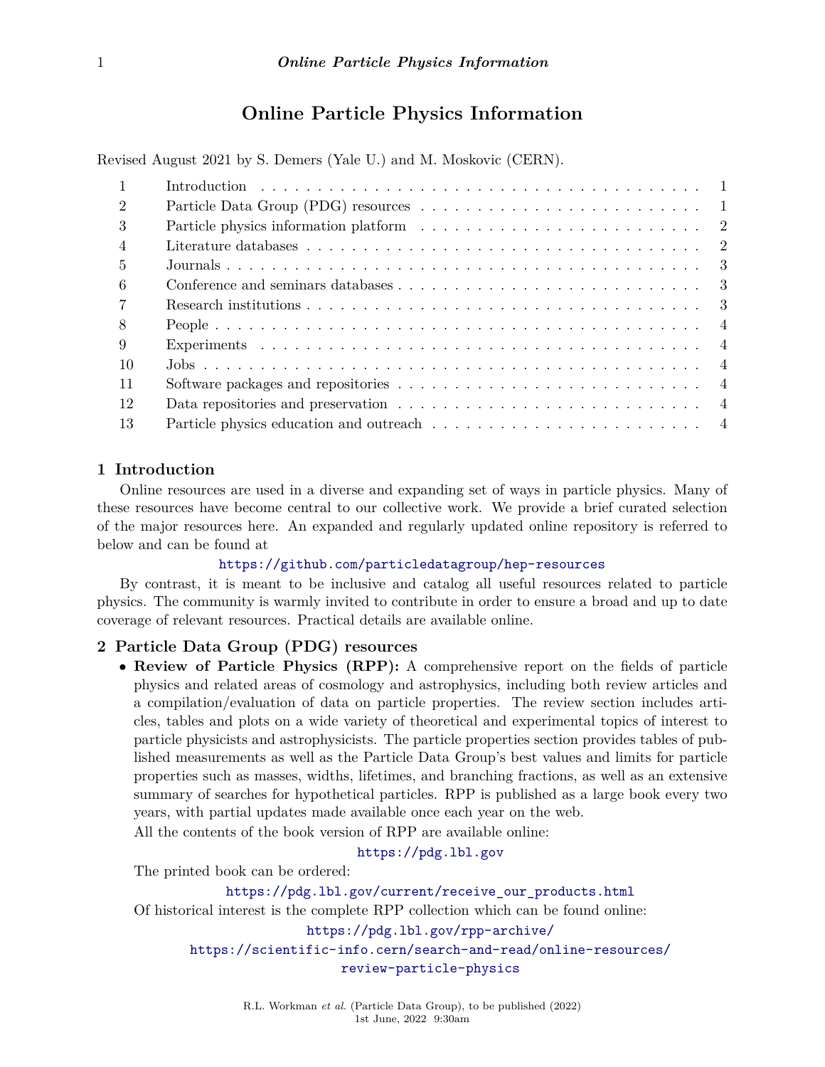# Online Particle Physics Information

Revised August 2021 by S. Demers (Yale U.) and M. Moskovic (CERN).

| | | |
|---|---|---|
| 1 | Introduction | 1 |
| 2 | Particle Data Group (PDG) resources | 1 |
| 3 | Particle physics information platform | 2 |
| 4 | Literature databases | 2 |
| 5 | Journals | 3 |
| 6 | Conference and seminars databases | 3 |
| 7 | Research institutions | 3 |
| 8 | People | 4 |
| 9 | Experiments | 4 |
| 10 | Jobs | 4 |
| 11 | Software packages and repositories | 4 |
| 12 | Data repositories and preservation | 4 |
| 13 | Particle physics education and outreach | 4 |

## 1 Introduction

Online resources are used in a diverse and expanding set of ways in particle physics. Many of these resources have become central to our collective work. We provide a brief curated selection of the major resources here. An expanded and regularly updated online repository is referred to below and can be found at

https://github.com/particledatagroup/hep-resources

By contrast, it is meant to be inclusive and catalog all useful resources related to particle physics. The community is warmly invited to contribute in order to ensure a broad and up to date coverage of relevant resources. Practical details are available online.

## 2 Particle Data Group (PDG) resources

- **Review of Particle Physics (RPP):** A comprehensive report on the fields of particle physics and related areas of cosmology and astrophysics, including both review articles and a compilation/evaluation of data on particle properties. The review section includes articles, tables and plots on a wide variety of theoretical and experimental topics of interest to particle physicists and astrophysicists. The particle properties section provides tables of published measurements as well as the Particle Data Group's best values and limits for particle properties such as masses, widths, lifetimes, and branching fractions, as well as an extensive summary of searches for hypothetical particles. RPP is published as a large book every two years, with partial updates made available once each year on the web.

  All the contents of the book version of RPP are available online:

  https://pdg.lbl.gov

  The printed book can be ordered:

  https://pdg.lbl.gov/current/receive_our_products.html

  Of historical interest is the complete RPP collection which can be found online:

  https://pdg.lbl.gov/rpp-archive/
  https://scientific-info.cern/search-and-read/online-resources/review-particle-physics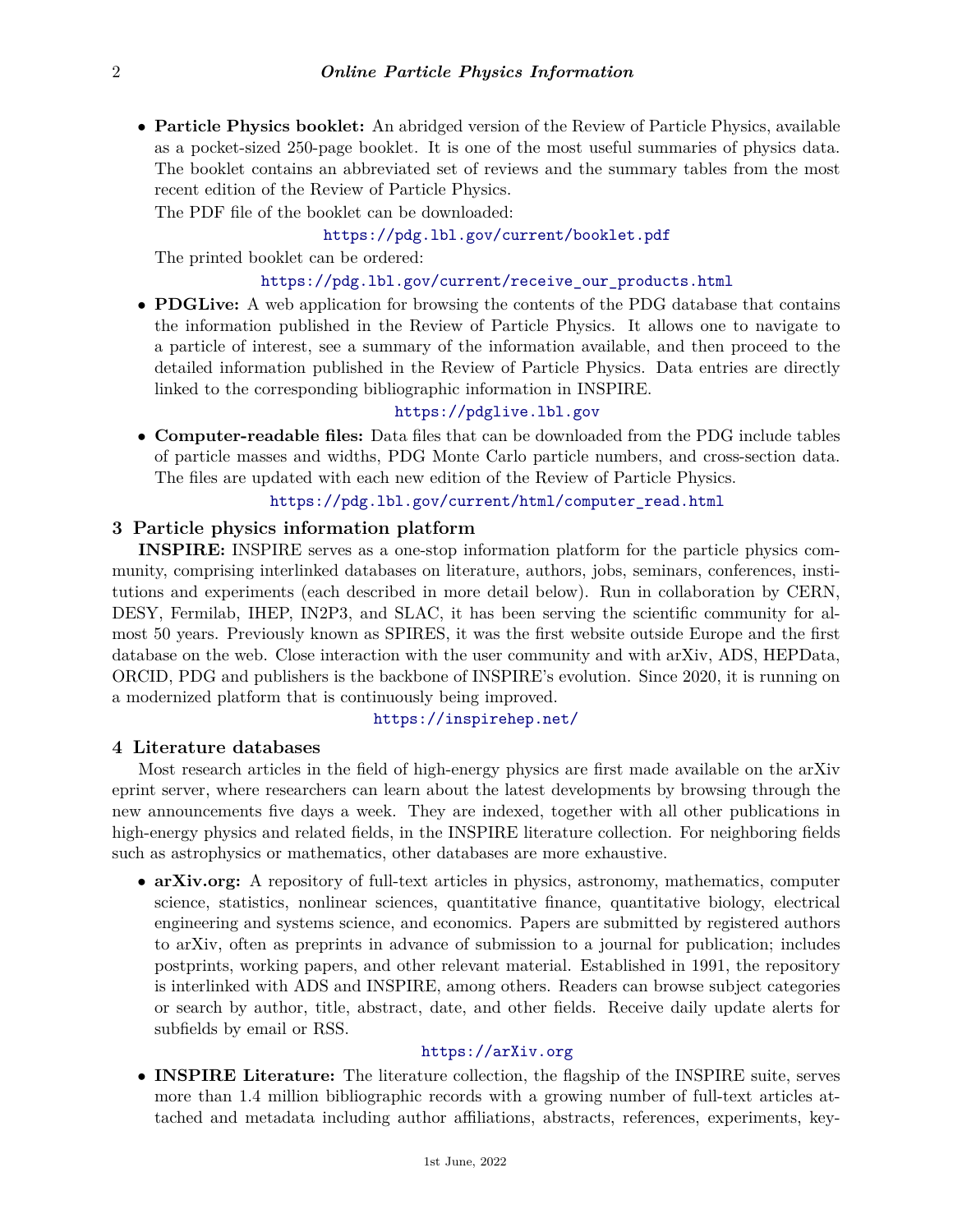- **Particle Physics booklet:** An abridged version of the Review of Particle Physics, available as a pocket-sized 250-page booklet. It is one of the most useful summaries of physics data. The booklet contains an abbreviated set of reviews and the summary tables from the most recent edition of the Review of Particle Physics.

  The PDF file of the booklet can be downloaded:

  https://pdg.lbl.gov/current/booklet.pdf

  The printed booklet can be ordered:

  https://pdg.lbl.gov/current/receive_our_products.html

- **PDGLive:** A web application for browsing the contents of the PDG database that contains the information published in the Review of Particle Physics. It allows one to navigate to a particle of interest, see a summary of the information available, and then proceed to the detailed information published in the Review of Particle Physics. Data entries are directly linked to the corresponding bibliographic information in INSPIRE.

  https://pdglive.lbl.gov

- **Computer-readable files:** Data files that can be downloaded from the PDG include tables of particle masses and widths, PDG Monte Carlo particle numbers, and cross-section data. The files are updated with each new edition of the Review of Particle Physics.

  https://pdg.lbl.gov/current/html/computer_read.html

## 3 Particle physics information platform

**INSPIRE:** INSPIRE serves as a one-stop information platform for the particle physics community, comprising interlinked databases on literature, authors, jobs, seminars, conferences, institutions and experiments (each described in more detail below). Run in collaboration by CERN, DESY, Fermilab, IHEP, IN2P3, and SLAC, it has been serving the scientific community for almost 50 years. Previously known as SPIRES, it was the first website outside Europe and the first database on the web. Close interaction with the user community and with arXiv, ADS, HEPData, ORCID, PDG and publishers is the backbone of INSPIRE's evolution. Since 2020, it is running on a modernized platform that is continuously being improved.

https://inspirehep.net/

## 4 Literature databases

Most research articles in the field of high-energy physics are first made available on the arXiv eprint server, where researchers can learn about the latest developments by browsing through the new announcements five days a week. They are indexed, together with all other publications in high-energy physics and related fields, in the INSPIRE literature collection. For neighboring fields such as astrophysics or mathematics, other databases are more exhaustive.

- **arXiv.org:** A repository of full-text articles in physics, astronomy, mathematics, computer science, statistics, nonlinear sciences, quantitative finance, quantitative biology, electrical engineering and systems science, and economics. Papers are submitted by registered authors to arXiv, often as preprints in advance of submission to a journal for publication; includes postprints, working papers, and other relevant material. Established in 1991, the repository is interlinked with ADS and INSPIRE, among others. Readers can browse subject categories or search by author, title, abstract, date, and other fields. Receive daily update alerts for subfields by email or RSS.

  https://arXiv.org

- **INSPIRE Literature:** The literature collection, the flagship of the INSPIRE suite, serves more than 1.4 million bibliographic records with a growing number of full-text articles attached and metadata including author affiliations, abstracts, references, experiments, key-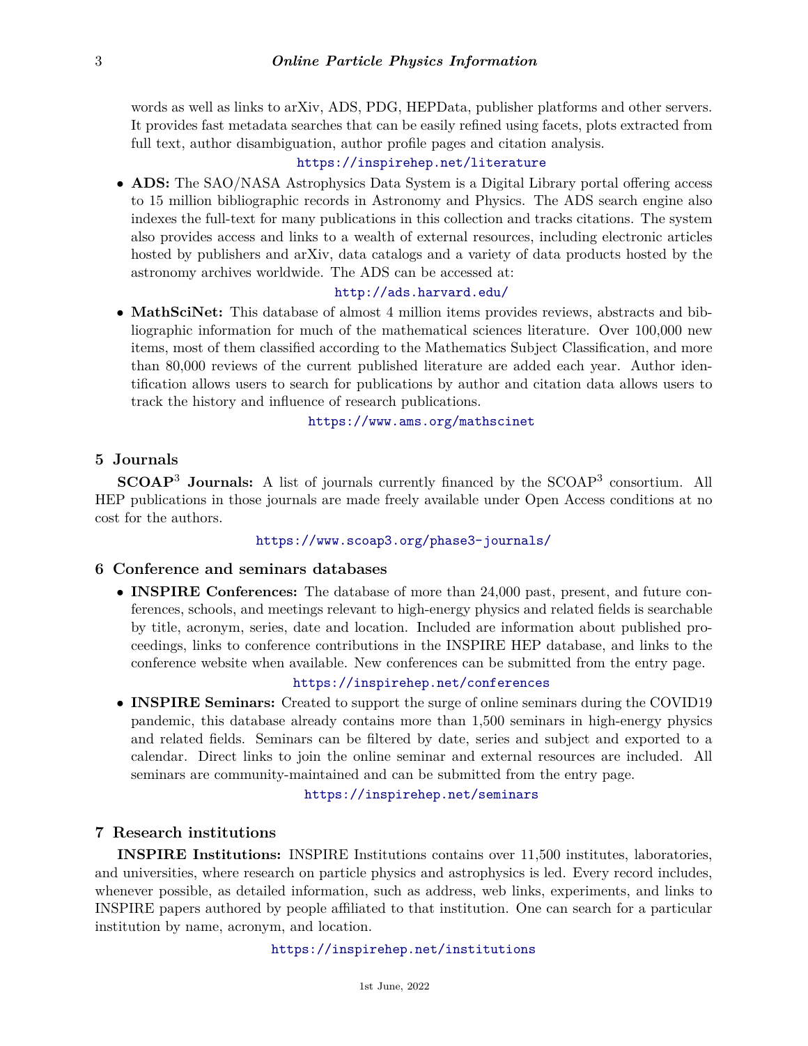words as well as links to arXiv, ADS, PDG, HEPData, publisher platforms and other servers. It provides fast metadata searches that can be easily refined using facets, plots extracted from full text, author disambiguation, author profile pages and citation analysis.

https://inspirehep.net/literature

- **ADS:** The SAO/NASA Astrophysics Data System is a Digital Library portal offering access to 15 million bibliographic records in Astronomy and Physics. The ADS search engine also indexes the full-text for many publications in this collection and tracks citations. The system also provides access and links to a wealth of external resources, including electronic articles hosted by publishers and arXiv, data catalogs and a variety of data products hosted by the astronomy archives worldwide. The ADS can be accessed at:

  http://ads.harvard.edu/

- **MathSciNet:** This database of almost 4 million items provides reviews, abstracts and bibliographic information for much of the mathematical sciences literature. Over 100,000 new items, most of them classified according to the Mathematics Subject Classification, and more than 80,000 reviews of the current published literature are added each year. Author identification allows users to search for publications by author and citation data allows users to track the history and influence of research publications.

  https://www.ams.org/mathscinet

## 5 Journals

**SCOAP$^3$ Journals:** A list of journals currently financed by the SCOAP$^3$ consortium. All HEP publications in those journals are made freely available under Open Access conditions at no cost for the authors.

https://www.scoap3.org/phase3-journals/

## 6 Conference and seminars databases

- **INSPIRE Conferences:** The database of more than 24,000 past, present, and future conferences, schools, and meetings relevant to high-energy physics and related fields is searchable by title, acronym, series, date and location. Included are information about published proceedings, links to conference contributions in the INSPIRE HEP database, and links to the conference website when available. New conferences can be submitted from the entry page.

  https://inspirehep.net/conferences

- **INSPIRE Seminars:** Created to support the surge of online seminars during the COVID19 pandemic, this database already contains more than 1,500 seminars in high-energy physics and related fields. Seminars can be filtered by date, series and subject and exported to a calendar. Direct links to join the online seminar and external resources are included. All seminars are community-maintained and can be submitted from the entry page.

  https://inspirehep.net/seminars

## 7 Research institutions

**INSPIRE Institutions:** INSPIRE Institutions contains over 11,500 institutes, laboratories, and universities, where research on particle physics and astrophysics is led. Every record includes, whenever possible, as detailed information, such as address, web links, experiments, and links to INSPIRE papers authored by people affiliated to that institution. One can search for a particular institution by name, acronym, and location.

https://inspirehep.net/institutions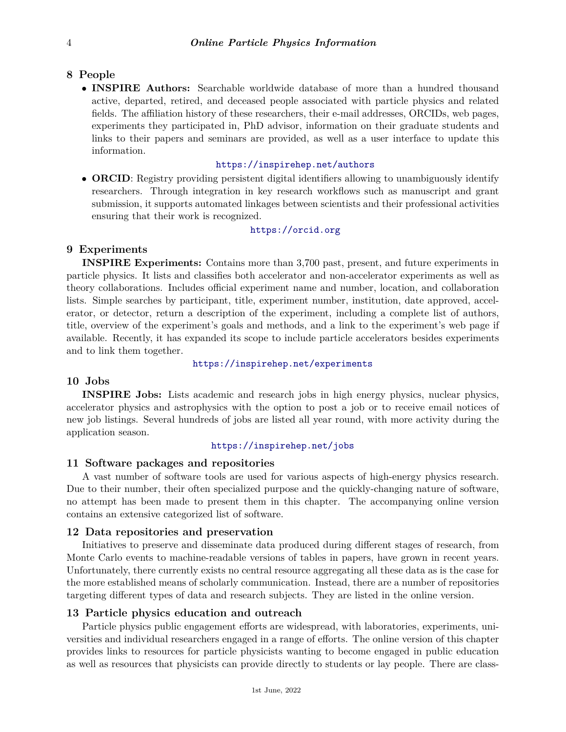## 8 People

- **INSPIRE Authors:** Searchable worldwide database of more than a hundred thousand active, departed, retired, and deceased people associated with particle physics and related fields. The affiliation history of these researchers, their e-mail addresses, ORCIDs, web pages, experiments they participated in, PhD advisor, information on their graduate students and links to their papers and seminars are provided, as well as a user interface to update this information.

  https://inspirehep.net/authors

- **ORCID**: Registry providing persistent digital identifiers allowing to unambiguously identify researchers. Through integration in key research workflows such as manuscript and grant submission, it supports automated linkages between scientists and their professional activities ensuring that their work is recognized.

  https://orcid.org

## 9 Experiments

**INSPIRE Experiments:** Contains more than 3,700 past, present, and future experiments in particle physics. It lists and classifies both accelerator and non-accelerator experiments as well as theory collaborations. Includes official experiment name and number, location, and collaboration lists. Simple searches by participant, title, experiment number, institution, date approved, accelerator, or detector, return a description of the experiment, including a complete list of authors, title, overview of the experiment's goals and methods, and a link to the experiment's web page if available. Recently, it has expanded its scope to include particle accelerators besides experiments and to link them together.

https://inspirehep.net/experiments

## 10 Jobs

**INSPIRE Jobs:** Lists academic and research jobs in high energy physics, nuclear physics, accelerator physics and astrophysics with the option to post a job or to receive email notices of new job listings. Several hundreds of jobs are listed all year round, with more activity during the application season.

https://inspirehep.net/jobs

## 11 Software packages and repositories

A vast number of software tools are used for various aspects of high-energy physics research. Due to their number, their often specialized purpose and the quickly-changing nature of software, no attempt has been made to present them in this chapter. The accompanying online version contains an extensive categorized list of software.

## 12 Data repositories and preservation

Initiatives to preserve and disseminate data produced during different stages of research, from Monte Carlo events to machine-readable versions of tables in papers, have grown in recent years. Unfortunately, there currently exists no central resource aggregating all these data as is the case for the more established means of scholarly communication. Instead, there are a number of repositories targeting different types of data and research subjects. They are listed in the online version.

## 13 Particle physics education and outreach

Particle physics public engagement efforts are widespread, with laboratories, experiments, universities and individual researchers engaged in a range of efforts. The online version of this chapter provides links to resources for particle physicists wanting to become engaged in public education as well as resources that physicists can provide directly to students or lay people. There are class-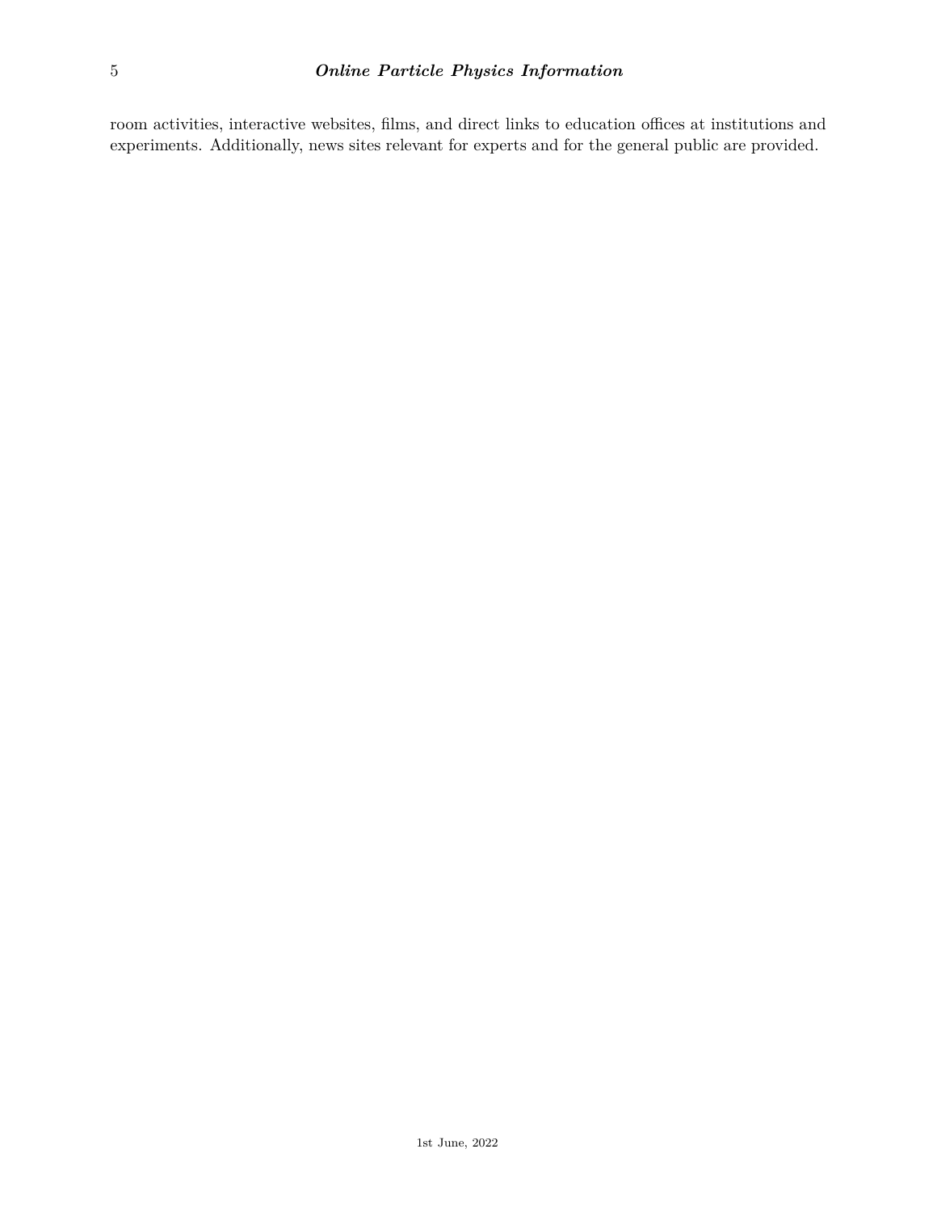room activities, interactive websites, films, and direct links to education offices at institutions and experiments. Additionally, news sites relevant for experts and for the general public are provided.